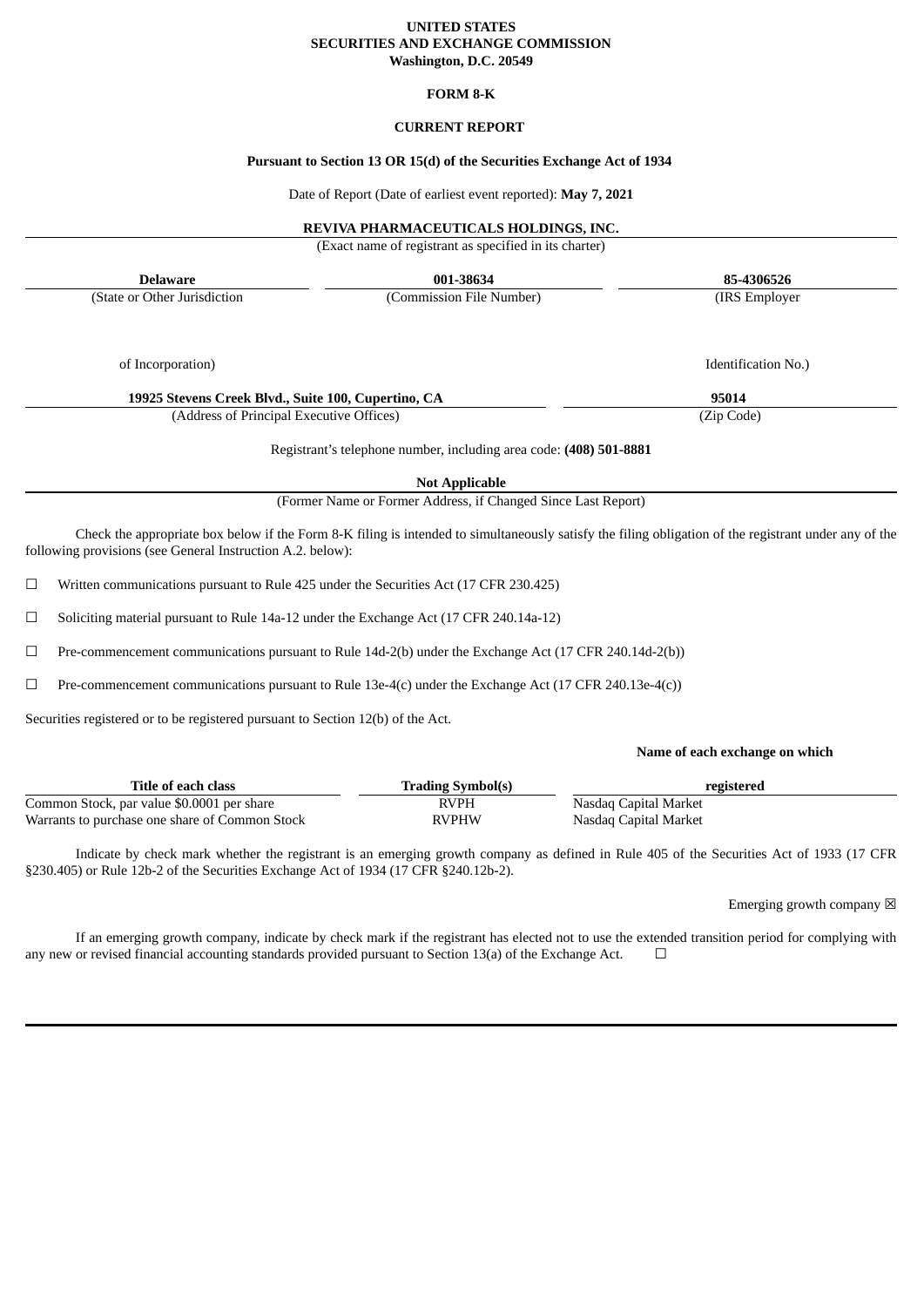**UNITED STATES**
**SECURITIES AND EXCHANGE COMMISSION**
**Washington, D.C. 20549**

**FORM 8-K**

**CURRENT REPORT**

**Pursuant to Section 13 OR 15(d) of the Securities Exchange Act of 1934**

Date of Report (Date of earliest event reported): **May 7, 2021**

**REVIVA PHARMACEUTICALS HOLDINGS, INC.**
(Exact name of registrant as specified in its charter)

| **Delaware** | **001-38634** | **85-4306526** |
|---|---|---|
| (State or Other Jurisdiction of Incorporation) | (Commission File Number) | (IRS Employer Identification No.) |

| **19925 Stevens Creek Blvd., Suite 100, Cupertino, CA** | **95014** |
|---|---|
| (Address of Principal Executive Offices) | (Zip Code) |

Registrant's telephone number, including area code: **(408) 501-8881**

**Not Applicable**
(Former Name or Former Address, if Changed Since Last Report)

Check the appropriate box below if the Form 8-K filing is intended to simultaneously satisfy the filing obligation of the registrant under any of the following provisions (see General Instruction A.2. below):

☐ Written communications pursuant to Rule 425 under the Securities Act (17 CFR 230.425)

☐ Soliciting material pursuant to Rule 14a-12 under the Exchange Act (17 CFR 240.14a-12)

☐ Pre-commencement communications pursuant to Rule 14d-2(b) under the Exchange Act (17 CFR 240.14d-2(b))

☐ Pre-commencement communications pursuant to Rule 13e-4(c) under the Exchange Act (17 CFR 240.13e-4(c))

Securities registered or to be registered pursuant to Section 12(b) of the Act.

| Title of each class | Trading Symbol(s) | Name of each exchange on which registered |
|---|---|---|
| Common Stock, par value $0.0001 per share | RVPH | Nasdaq Capital Market |
| Warrants to purchase one share of Common Stock | RVPHW | Nasdaq Capital Market |

Indicate by check mark whether the registrant is an emerging growth company as defined in Rule 405 of the Securities Act of 1933 (17 CFR §230.405) or Rule 12b-2 of the Securities Exchange Act of 1934 (17 CFR §240.12b-2).

Emerging growth company ☒

If an emerging growth company, indicate by check mark if the registrant has elected not to use the extended transition period for complying with any new or revised financial accounting standards provided pursuant to Section 13(a) of the Exchange Act. ☐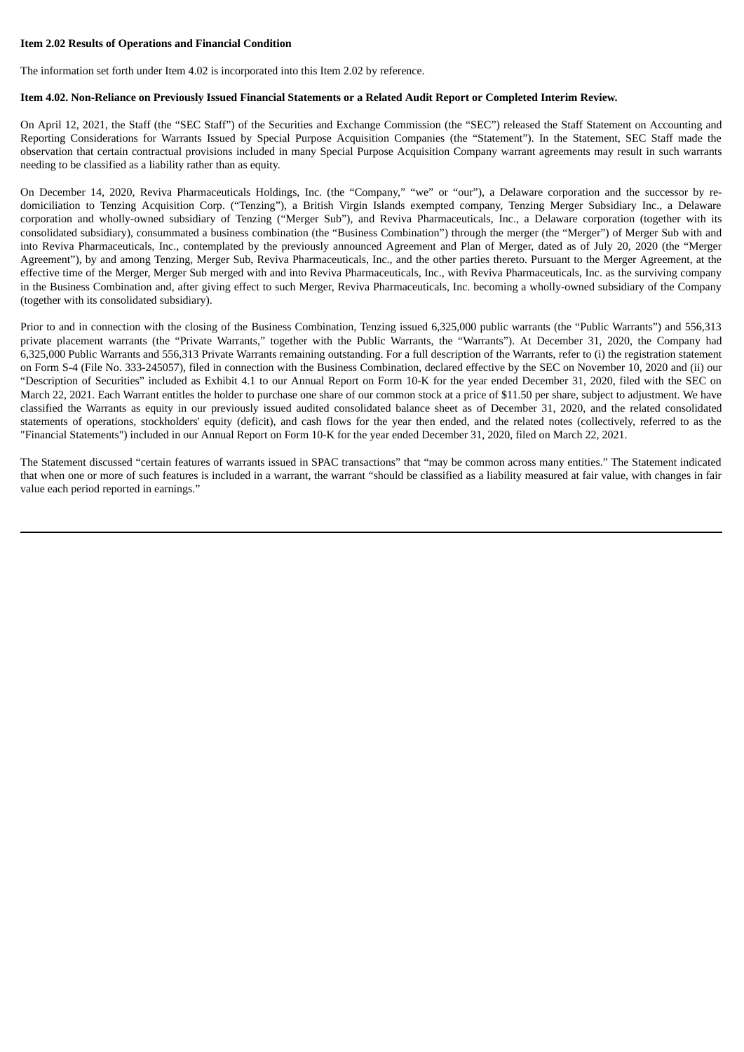**Item 2.02 Results of Operations and Financial Condition**

The information set forth under Item 4.02 is incorporated into this Item 2.02 by reference.

**Item 4.02. Non-Reliance on Previously Issued Financial Statements or a Related Audit Report or Completed Interim Review.**

On April 12, 2021, the Staff (the "SEC Staff") of the Securities and Exchange Commission (the "SEC") released the Staff Statement on Accounting and Reporting Considerations for Warrants Issued by Special Purpose Acquisition Companies (the "Statement"). In the Statement, SEC Staff made the observation that certain contractual provisions included in many Special Purpose Acquisition Company warrant agreements may result in such warrants needing to be classified as a liability rather than as equity.

On December 14, 2020, Reviva Pharmaceuticals Holdings, Inc. (the "Company," "we" or "our"), a Delaware corporation and the successor by re-domiciliation to Tenzing Acquisition Corp. ("Tenzing"), a British Virgin Islands exempted company, Tenzing Merger Subsidiary Inc., a Delaware corporation and wholly-owned subsidiary of Tenzing ("Merger Sub"), and Reviva Pharmaceuticals, Inc., a Delaware corporation (together with its consolidated subsidiary), consummated a business combination (the "Business Combination") through the merger (the "Merger") of Merger Sub with and into Reviva Pharmaceuticals, Inc., contemplated by the previously announced Agreement and Plan of Merger, dated as of July 20, 2020 (the "Merger Agreement"), by and among Tenzing, Merger Sub, Reviva Pharmaceuticals, Inc., and the other parties thereto. Pursuant to the Merger Agreement, at the effective time of the Merger, Merger Sub merged with and into Reviva Pharmaceuticals, Inc., with Reviva Pharmaceuticals, Inc. as the surviving company in the Business Combination and, after giving effect to such Merger, Reviva Pharmaceuticals, Inc. becoming a wholly-owned subsidiary of the Company (together with its consolidated subsidiary).

Prior to and in connection with the closing of the Business Combination, Tenzing issued 6,325,000 public warrants (the "Public Warrants") and 556,313 private placement warrants (the "Private Warrants," together with the Public Warrants, the "Warrants"). At December 31, 2020, the Company had 6,325,000 Public Warrants and 556,313 Private Warrants remaining outstanding. For a full description of the Warrants, refer to (i) the registration statement on Form S-4 (File No. 333-245057), filed in connection with the Business Combination, declared effective by the SEC on November 10, 2020 and (ii) our "Description of Securities" included as Exhibit 4.1 to our Annual Report on Form 10-K for the year ended December 31, 2020, filed with the SEC on March 22, 2021. Each Warrant entitles the holder to purchase one share of our common stock at a price of $11.50 per share, subject to adjustment. We have classified the Warrants as equity in our previously issued audited consolidated balance sheet as of December 31, 2020, and the related consolidated statements of operations, stockholders' equity (deficit), and cash flows for the year then ended, and the related notes (collectively, referred to as the "Financial Statements") included in our Annual Report on Form 10-K for the year ended December 31, 2020, filed on March 22, 2021.

The Statement discussed "certain features of warrants issued in SPAC transactions" that "may be common across many entities." The Statement indicated that when one or more of such features is included in a warrant, the warrant "should be classified as a liability measured at fair value, with changes in fair value each period reported in earnings."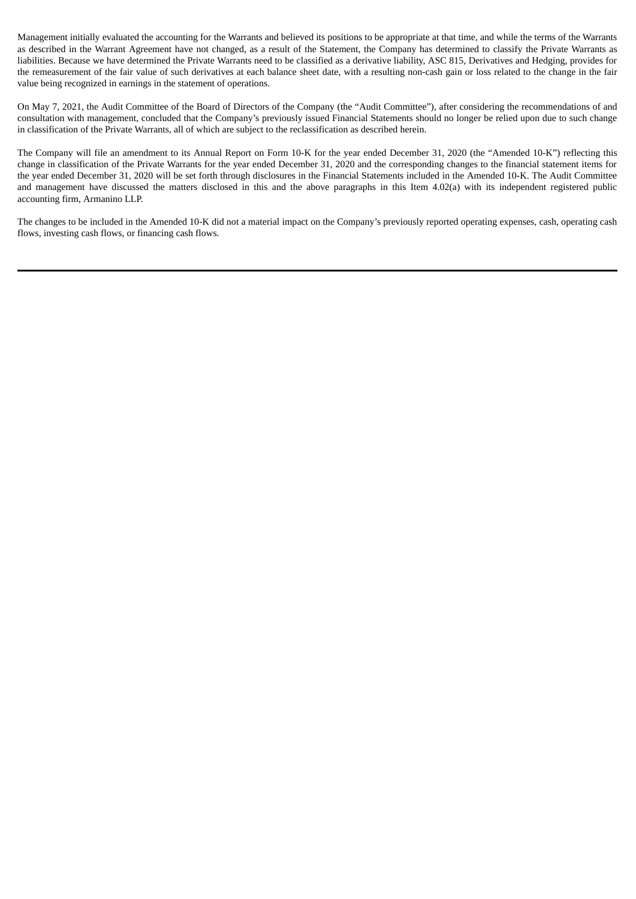Management initially evaluated the accounting for the Warrants and believed its positions to be appropriate at that time, and while the terms of the Warrants as described in the Warrant Agreement have not changed, as a result of the Statement, the Company has determined to classify the Private Warrants as liabilities. Because we have determined the Private Warrants need to be classified as a derivative liability, ASC 815, Derivatives and Hedging, provides for the remeasurement of the fair value of such derivatives at each balance sheet date, with a resulting non-cash gain or loss related to the change in the fair value being recognized in earnings in the statement of operations.

On May 7, 2021, the Audit Committee of the Board of Directors of the Company (the "Audit Committee"), after considering the recommendations of and consultation with management, concluded that the Company's previously issued Financial Statements should no longer be relied upon due to such change in classification of the Private Warrants, all of which are subject to the reclassification as described herein.

The Company will file an amendment to its Annual Report on Form 10-K for the year ended December 31, 2020 (the "Amended 10-K") reflecting this change in classification of the Private Warrants for the year ended December 31, 2020 and the corresponding changes to the financial statement items for the year ended December 31, 2020 will be set forth through disclosures in the Financial Statements included in the Amended 10-K. The Audit Committee and management have discussed the matters disclosed in this and the above paragraphs in this Item 4.02(a) with its independent registered public accounting firm, Armanino LLP.

The changes to be included in the Amended 10-K did not a material impact on the Company's previously reported operating expenses, cash, operating cash flows, investing cash flows, or financing cash flows.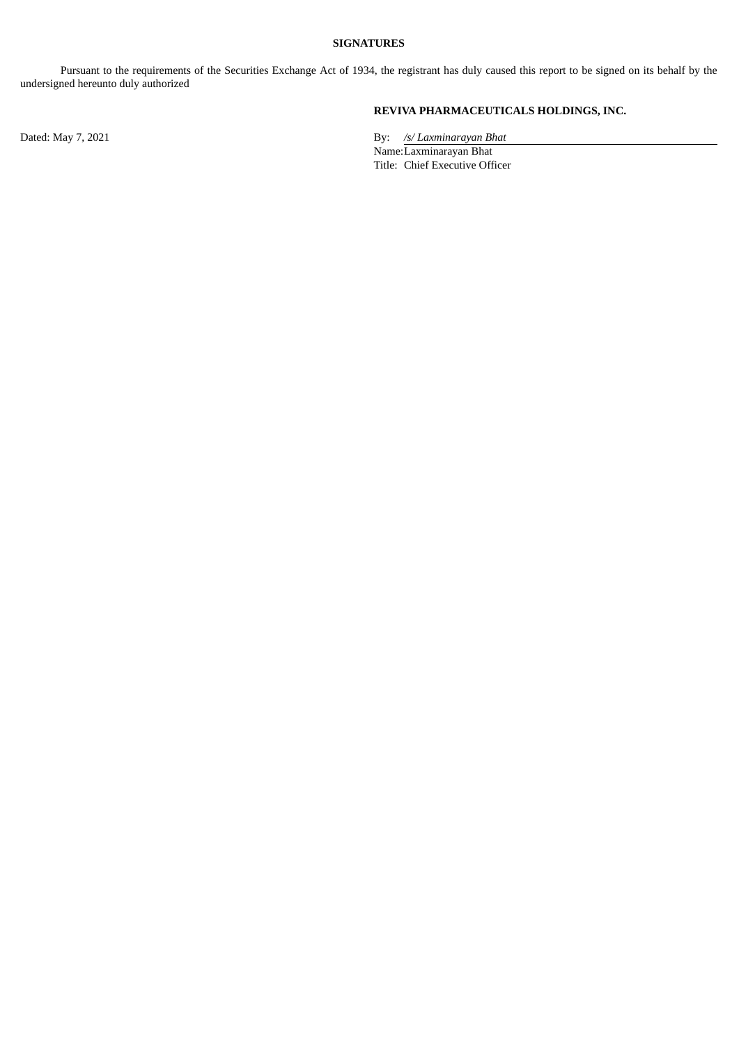**SIGNATURES**

Pursuant to the requirements of the Securities Exchange Act of 1934, the registrant has duly caused this report to be signed on its behalf by the undersigned hereunto duly authorized

**REVIVA PHARMACEUTICALS HOLDINGS, INC.**

Dated: May 7, 2021

By: */s/ Laxminarayan Bhat*

Name: Laxminarayan Bhat

Title: Chief Executive Officer